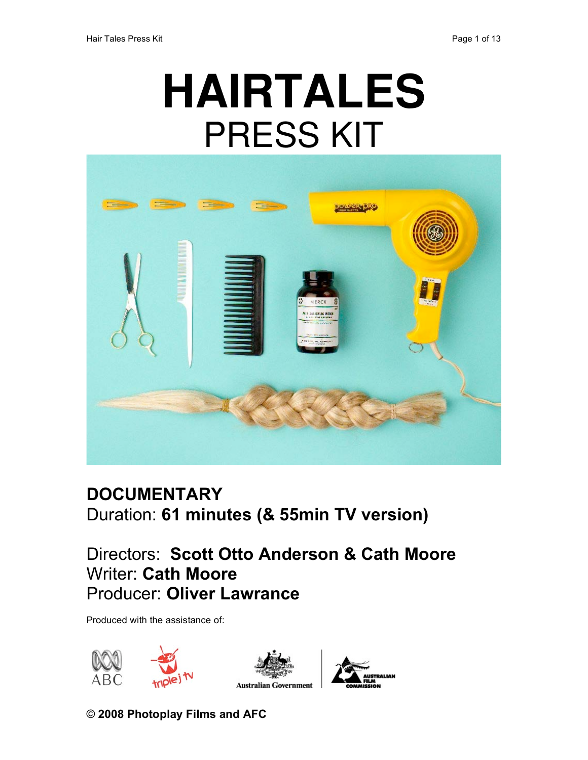# HAIRTALES

## PRESS KIT

**DOCUMENTARY**

Duration: **61 minutes (& 55min TV version)**

Directors: **Scott Otto Anderson & Cath Moore**
Writer: **Cath Moore**
Producer: **Oliver Lawrance**

Produced with the assistance of:

ABC triple j tv Australian Government Australian Film Commission

**© 2008 Photoplay Films and AFC**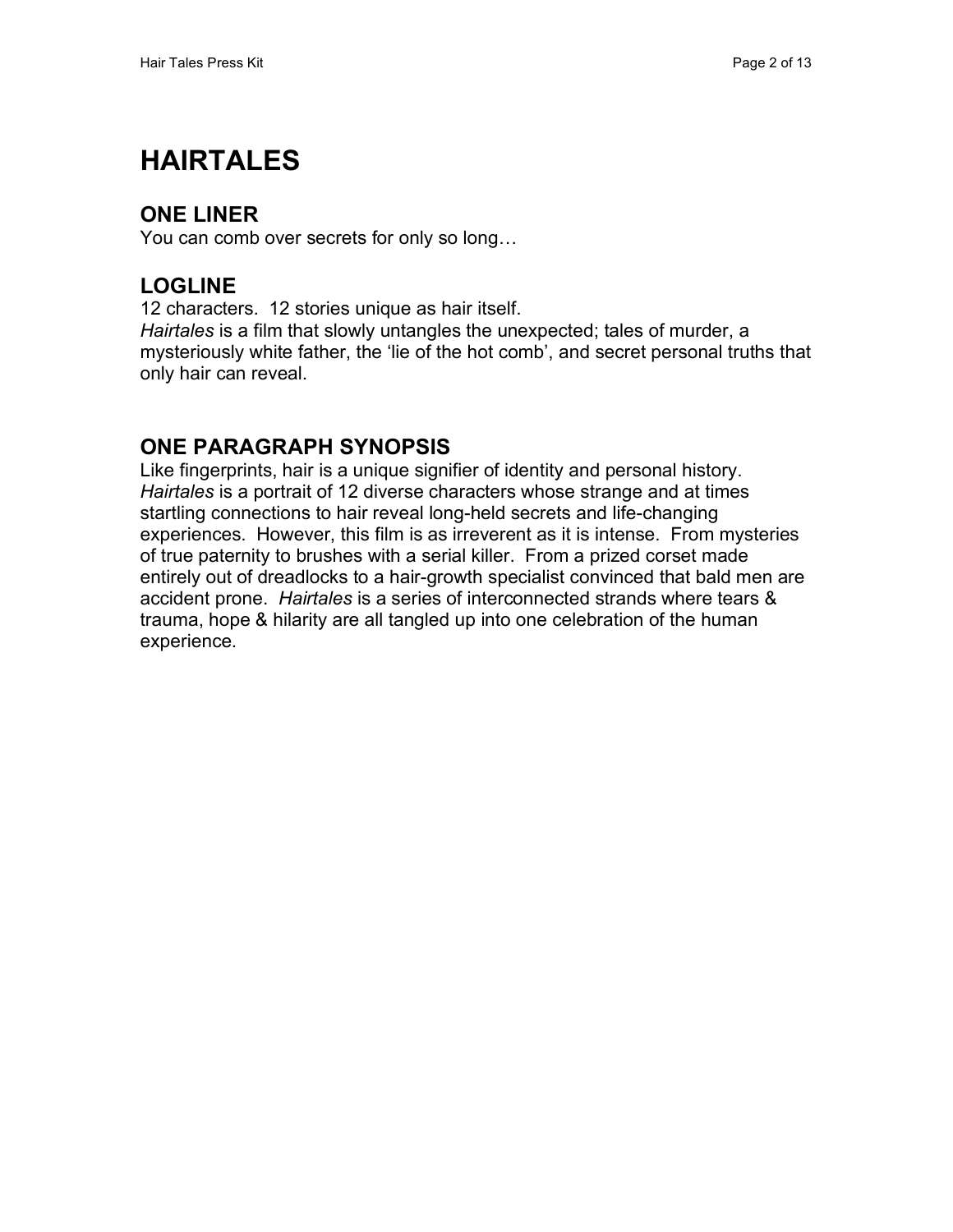# HAIRTALES

## ONE LINER

You can comb over secrets for only so long…

## LOGLINE

12 characters. 12 stories unique as hair itself.
*Hairtales* is a film that slowly untangles the unexpected; tales of murder, a mysteriously white father, the 'lie of the hot comb', and secret personal truths that only hair can reveal.

## ONE PARAGRAPH SYNOPSIS

Like fingerprints, hair is a unique signifier of identity and personal history. *Hairtales* is a portrait of 12 diverse characters whose strange and at times startling connections to hair reveal long-held secrets and life-changing experiences. However, this film is as irreverent as it is intense. From mysteries of true paternity to brushes with a serial killer. From a prized corset made entirely out of dreadlocks to a hair-growth specialist convinced that bald men are accident prone. *Hairtales* is a series of interconnected strands where tears & trauma, hope & hilarity are all tangled up into one celebration of the human experience.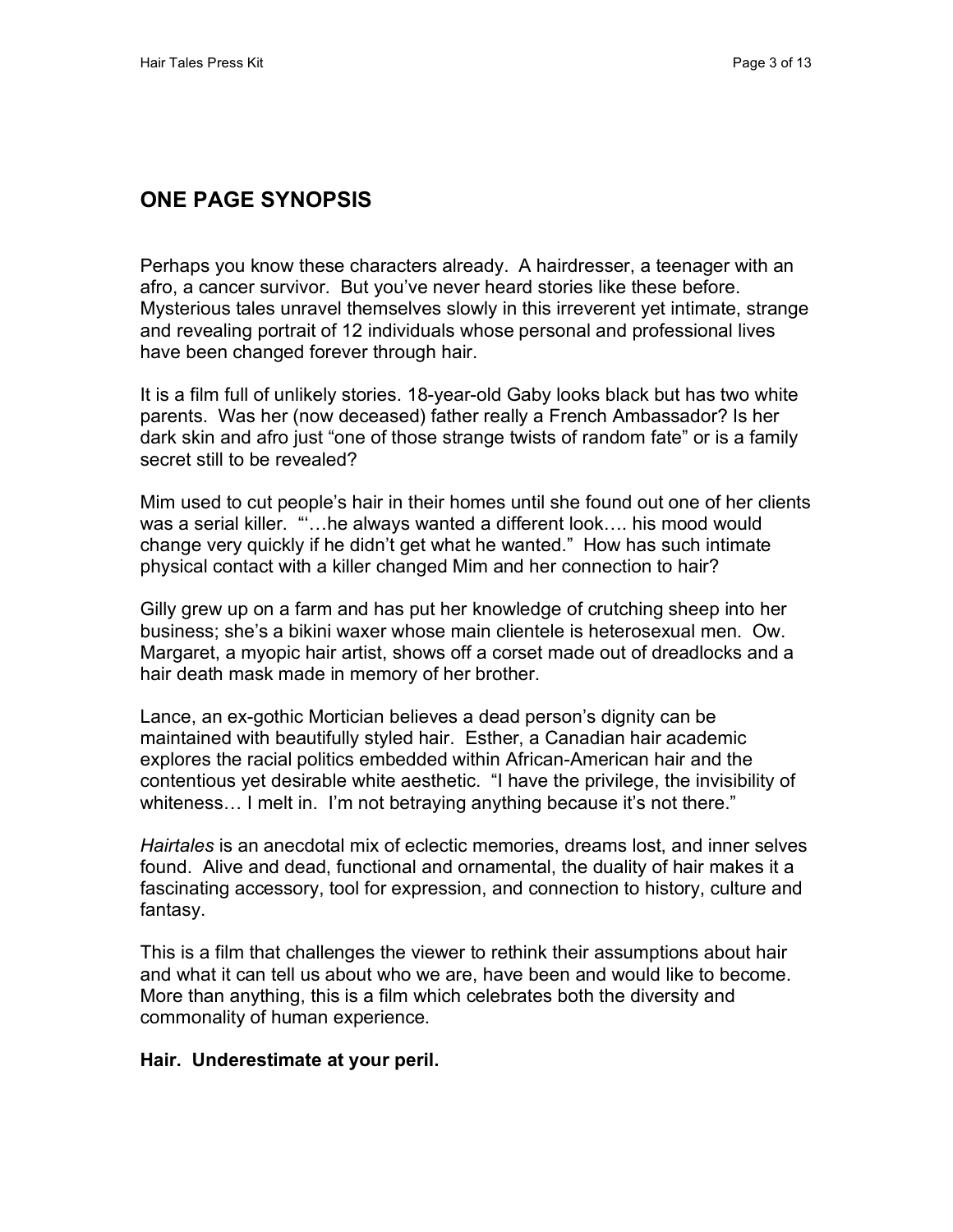## ONE PAGE SYNOPSIS

Perhaps you know these characters already. A hairdresser, a teenager with an afro, a cancer survivor. But you've never heard stories like these before. Mysterious tales unravel themselves slowly in this irreverent yet intimate, strange and revealing portrait of 12 individuals whose personal and professional lives have been changed forever through hair.

It is a film full of unlikely stories. 18-year-old Gaby looks black but has two white parents. Was her (now deceased) father really a French Ambassador? Is her dark skin and afro just "one of those strange twists of random fate" or is a family secret still to be revealed?

Mim used to cut people's hair in their homes until she found out one of her clients was a serial killer. "'…he always wanted a different look…. his mood would change very quickly if he didn't get what he wanted." How has such intimate physical contact with a killer changed Mim and her connection to hair?

Gilly grew up on a farm and has put her knowledge of crutching sheep into her business; she's a bikini waxer whose main clientele is heterosexual men. Ow. Margaret, a myopic hair artist, shows off a corset made out of dreadlocks and a hair death mask made in memory of her brother.

Lance, an ex-gothic Mortician believes a dead person's dignity can be maintained with beautifully styled hair. Esther, a Canadian hair academic explores the racial politics embedded within African-American hair and the contentious yet desirable white aesthetic. "I have the privilege, the invisibility of whiteness… I melt in. I'm not betraying anything because it's not there."

*Hairtales* is an anecdotal mix of eclectic memories, dreams lost, and inner selves found. Alive and dead, functional and ornamental, the duality of hair makes it a fascinating accessory, tool for expression, and connection to history, culture and fantasy.

This is a film that challenges the viewer to rethink their assumptions about hair and what it can tell us about who we are, have been and would like to become. More than anything, this is a film which celebrates both the diversity and commonality of human experience.

**Hair. Underestimate at your peril.**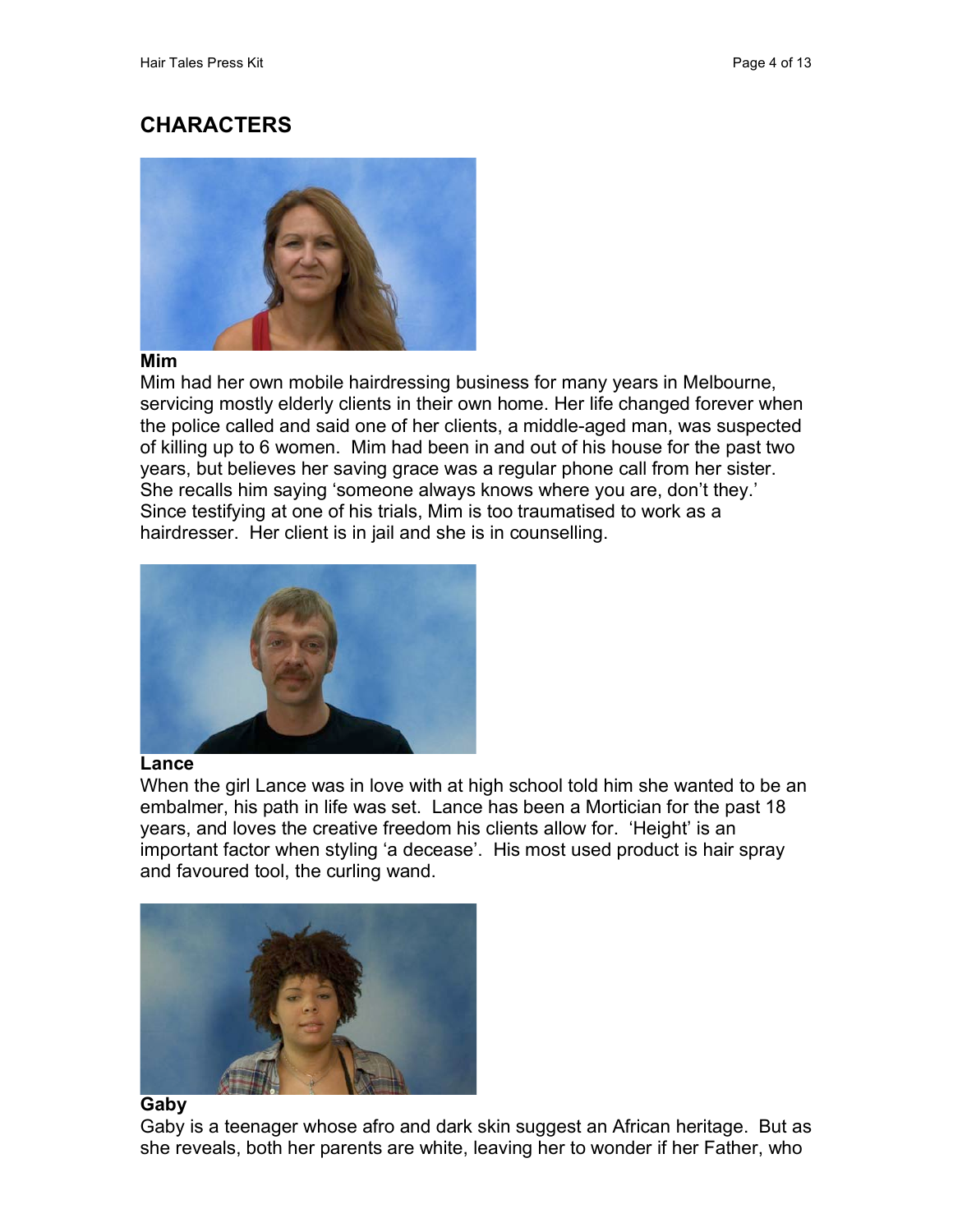## CHARACTERS

**Mim**

Mim had her own mobile hairdressing business for many years in Melbourne, servicing mostly elderly clients in their own home. Her life changed forever when the police called and said one of her clients, a middle-aged man, was suspected of killing up to 6 women. Mim had been in and out of his house for the past two years, but believes her saving grace was a regular phone call from her sister. She recalls him saying 'someone always knows where you are, don't they.' Since testifying at one of his trials, Mim is too traumatised to work as a hairdresser. Her client is in jail and she is in counselling.

**Lance**

When the girl Lance was in love with at high school told him she wanted to be an embalmer, his path in life was set. Lance has been a Mortician for the past 18 years, and loves the creative freedom his clients allow for. 'Height' is an important factor when styling 'a decease'. His most used product is hair spray and favoured tool, the curling wand.

**Gaby**

Gaby is a teenager whose afro and dark skin suggest an African heritage. But as she reveals, both her parents are white, leaving her to wonder if her Father, who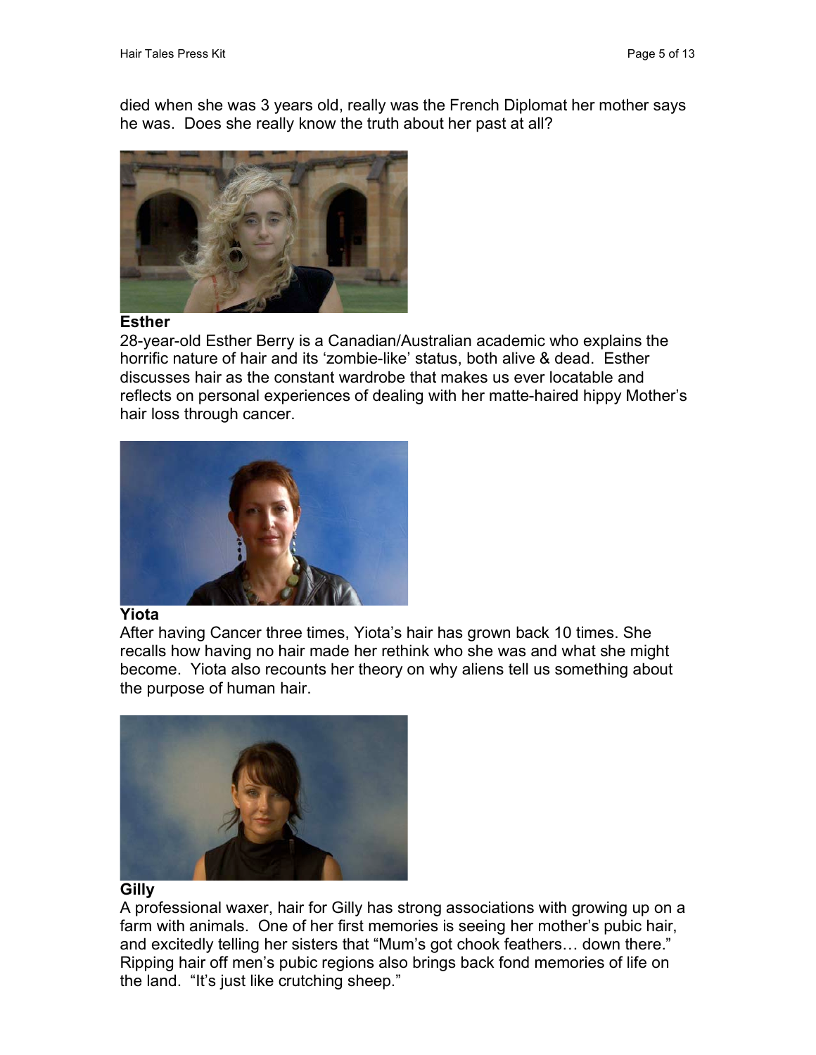died when she was 3 years old, really was the French Diplomat her mother says he was. Does she really know the truth about her past at all?

**Esther**

28-year-old Esther Berry is a Canadian/Australian academic who explains the horrific nature of hair and its 'zombie-like' status, both alive & dead. Esther discusses hair as the constant wardrobe that makes us ever locatable and reflects on personal experiences of dealing with her matte-haired hippy Mother's hair loss through cancer.

**Yiota**

After having Cancer three times, Yiota's hair has grown back 10 times. She recalls how having no hair made her rethink who she was and what she might become. Yiota also recounts her theory on why aliens tell us something about the purpose of human hair.

**Gilly**

A professional waxer, hair for Gilly has strong associations with growing up on a farm with animals. One of her first memories is seeing her mother's pubic hair, and excitedly telling her sisters that "Mum's got chook feathers… down there." Ripping hair off men's pubic regions also brings back fond memories of life on the land. "It's just like crutching sheep."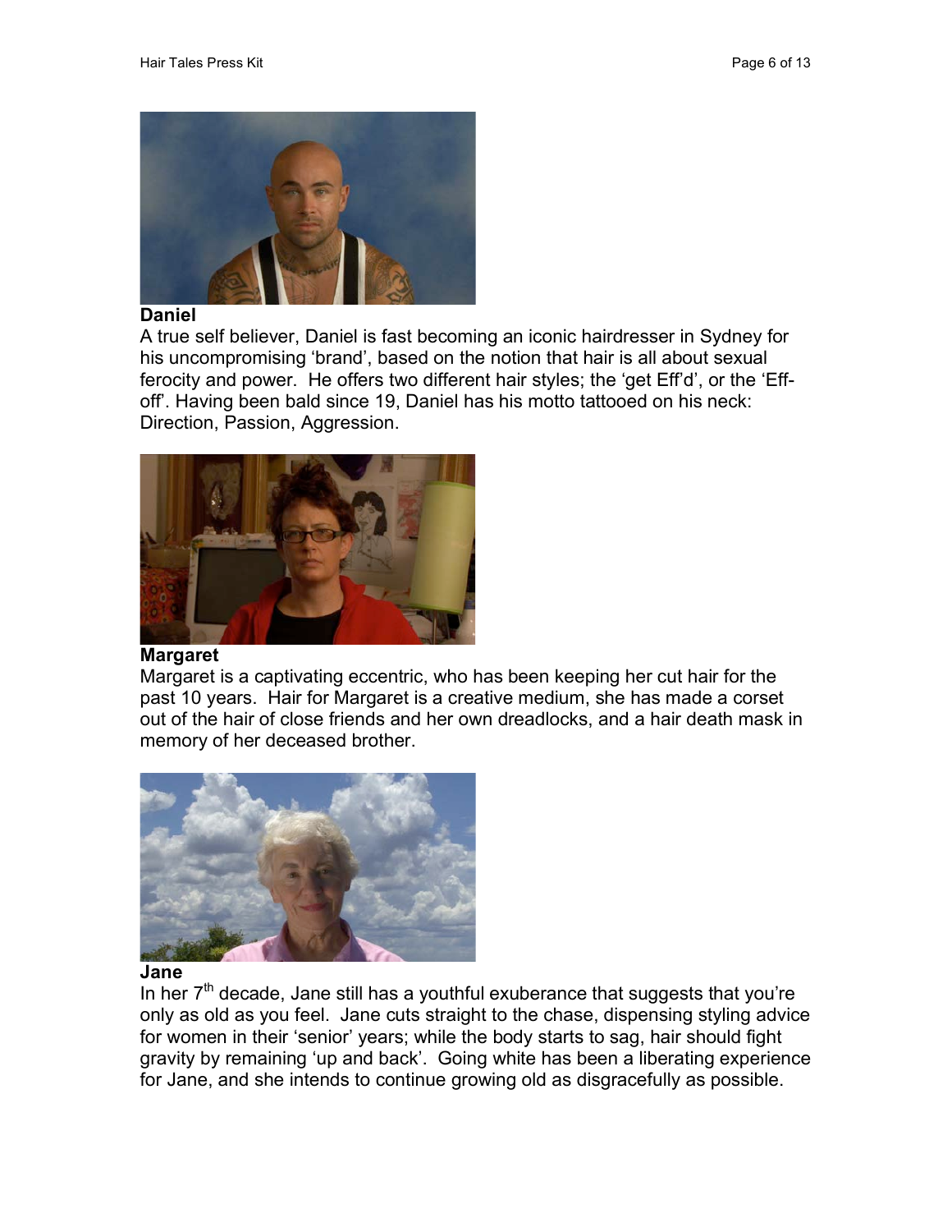**Daniel**

A true self believer, Daniel is fast becoming an iconic hairdresser in Sydney for his uncompromising 'brand', based on the notion that hair is all about sexual ferocity and power. He offers two different hair styles; the 'get Eff'd', or the 'Eff-off'. Having been bald since 19, Daniel has his motto tattooed on his neck: Direction, Passion, Aggression.

**Margaret**

Margaret is a captivating eccentric, who has been keeping her cut hair for the past 10 years. Hair for Margaret is a creative medium, she has made a corset out of the hair of close friends and her own dreadlocks, and a hair death mask in memory of her deceased brother.

**Jane**

In her 7th decade, Jane still has a youthful exuberance that suggests that you're only as old as you feel. Jane cuts straight to the chase, dispensing styling advice for women in their 'senior' years; while the body starts to sag, hair should fight gravity by remaining 'up and back'. Going white has been a liberating experience for Jane, and she intends to continue growing old as disgracefully as possible.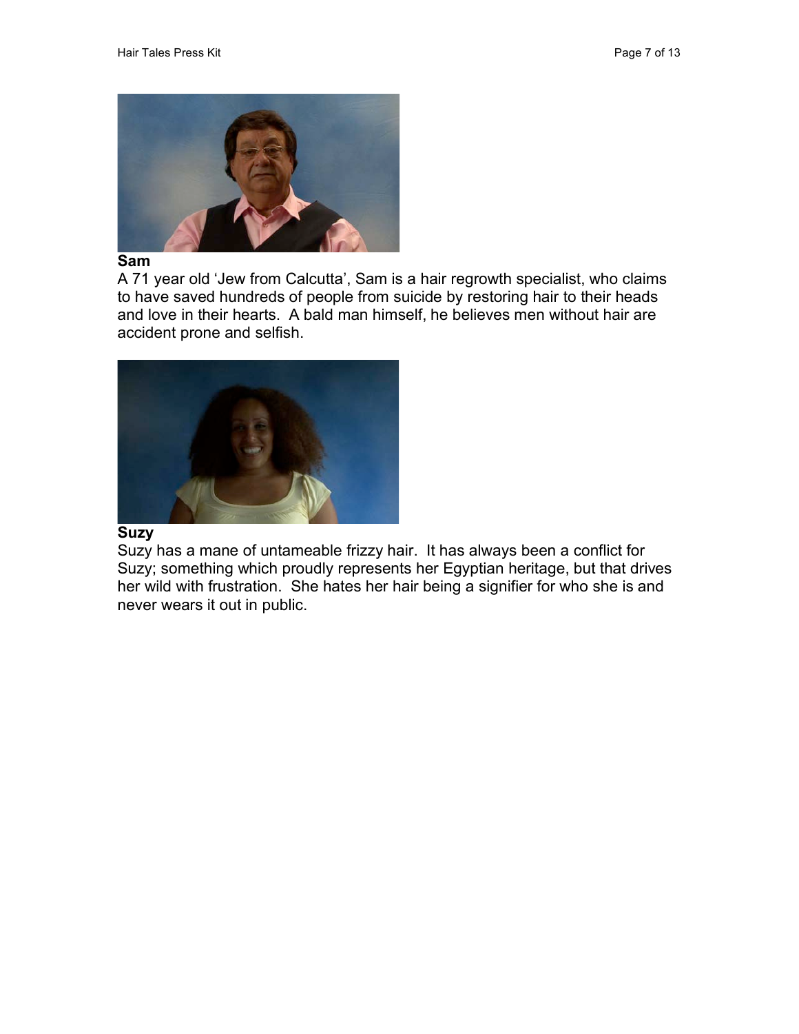**Sam**

A 71 year old 'Jew from Calcutta', Sam is a hair regrowth specialist, who claims to have saved hundreds of people from suicide by restoring hair to their heads and love in their hearts. A bald man himself, he believes men without hair are accident prone and selfish.

**Suzy**

Suzy has a mane of untameable frizzy hair. It has always been a conflict for Suzy; something which proudly represents her Egyptian heritage, but that drives her wild with frustration. She hates her hair being a signifier for who she is and never wears it out in public.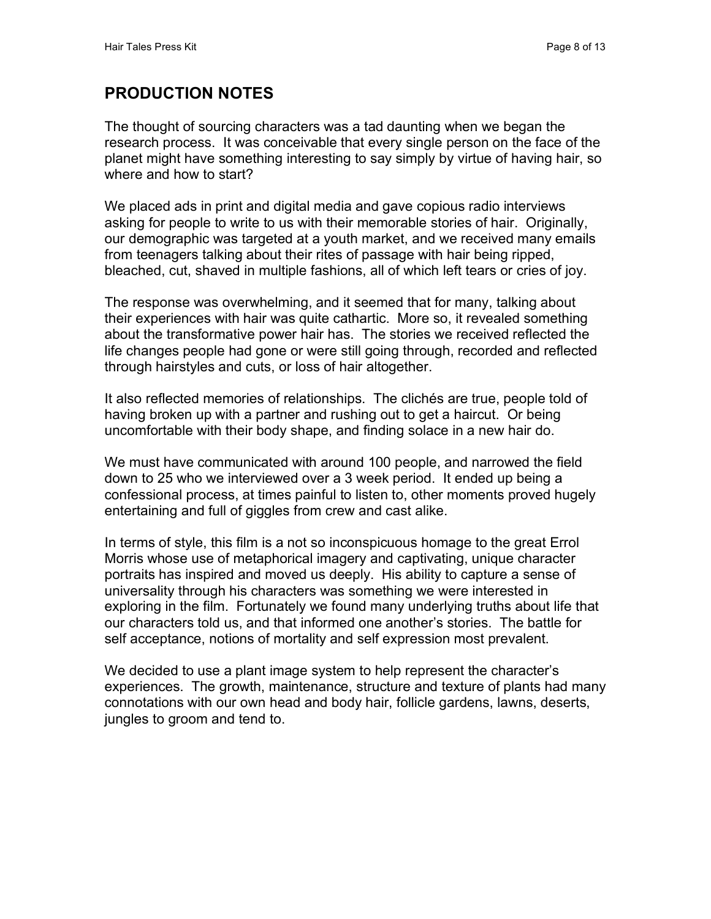## PRODUCTION NOTES

The thought of sourcing characters was a tad daunting when we began the research process. It was conceivable that every single person on the face of the planet might have something interesting to say simply by virtue of having hair, so where and how to start?

We placed ads in print and digital media and gave copious radio interviews asking for people to write to us with their memorable stories of hair. Originally, our demographic was targeted at a youth market, and we received many emails from teenagers talking about their rites of passage with hair being ripped, bleached, cut, shaved in multiple fashions, all of which left tears or cries of joy.

The response was overwhelming, and it seemed that for many, talking about their experiences with hair was quite cathartic. More so, it revealed something about the transformative power hair has. The stories we received reflected the life changes people had gone or were still going through, recorded and reflected through hairstyles and cuts, or loss of hair altogether.

It also reflected memories of relationships. The clichés are true, people told of having broken up with a partner and rushing out to get a haircut. Or being uncomfortable with their body shape, and finding solace in a new hair do.

We must have communicated with around 100 people, and narrowed the field down to 25 who we interviewed over a 3 week period. It ended up being a confessional process, at times painful to listen to, other moments proved hugely entertaining and full of giggles from crew and cast alike.

In terms of style, this film is a not so inconspicuous homage to the great Errol Morris whose use of metaphorical imagery and captivating, unique character portraits has inspired and moved us deeply. His ability to capture a sense of universality through his characters was something we were interested in exploring in the film. Fortunately we found many underlying truths about life that our characters told us, and that informed one another's stories. The battle for self acceptance, notions of mortality and self expression most prevalent.

We decided to use a plant image system to help represent the character's experiences. The growth, maintenance, structure and texture of plants had many connotations with our own head and body hair, follicle gardens, lawns, deserts, jungles to groom and tend to.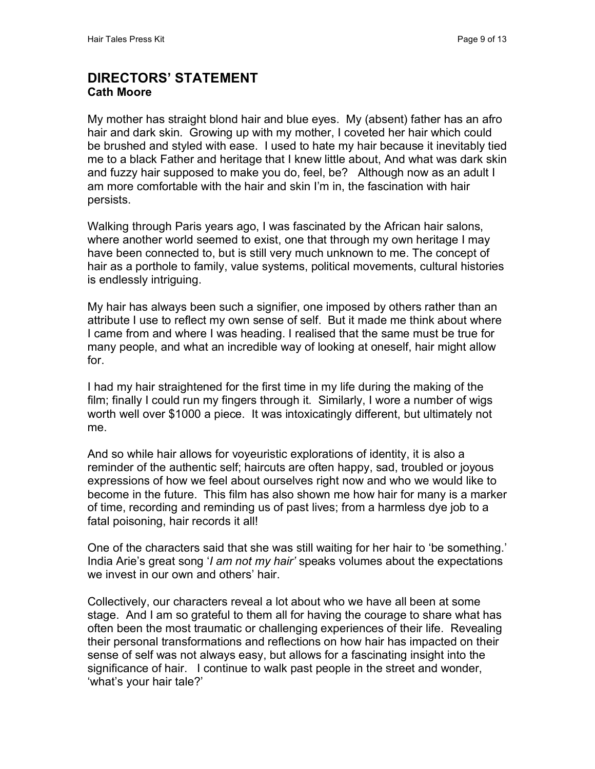## DIRECTORS' STATEMENT
### Cath Moore

My mother has straight blond hair and blue eyes. My (absent) father has an afro hair and dark skin. Growing up with my mother, I coveted her hair which could be brushed and styled with ease. I used to hate my hair because it inevitably tied me to a black Father and heritage that I knew little about, And what was dark skin and fuzzy hair supposed to make you do, feel, be? Although now as an adult I am more comfortable with the hair and skin I'm in, the fascination with hair persists.

Walking through Paris years ago, I was fascinated by the African hair salons, where another world seemed to exist, one that through my own heritage I may have been connected to, but is still very much unknown to me. The concept of hair as a porthole to family, value systems, political movements, cultural histories is endlessly intriguing.

My hair has always been such a signifier, one imposed by others rather than an attribute I use to reflect my own sense of self. But it made me think about where I came from and where I was heading. I realised that the same must be true for many people, and what an incredible way of looking at oneself, hair might allow for.

I had my hair straightened for the first time in my life during the making of the film; finally I could run my fingers through it. Similarly, I wore a number of wigs worth well over $1000 a piece. It was intoxicatingly different, but ultimately not me.

And so while hair allows for voyeuristic explorations of identity, it is also a reminder of the authentic self; haircuts are often happy, sad, troubled or joyous expressions of how we feel about ourselves right now and who we would like to become in the future. This film has also shown me how hair for many is a marker of time, recording and reminding us of past lives; from a harmless dye job to a fatal poisoning, hair records it all!

One of the characters said that she was still waiting for her hair to 'be something.' India Arie's great song '*I am not my hair*' speaks volumes about the expectations we invest in our own and others' hair.

Collectively, our characters reveal a lot about who we have all been at some stage. And I am so grateful to them all for having the courage to share what has often been the most traumatic or challenging experiences of their life. Revealing their personal transformations and reflections on how hair has impacted on their sense of self was not always easy, but allows for a fascinating insight into the significance of hair. I continue to walk past people in the street and wonder, 'what's your hair tale?'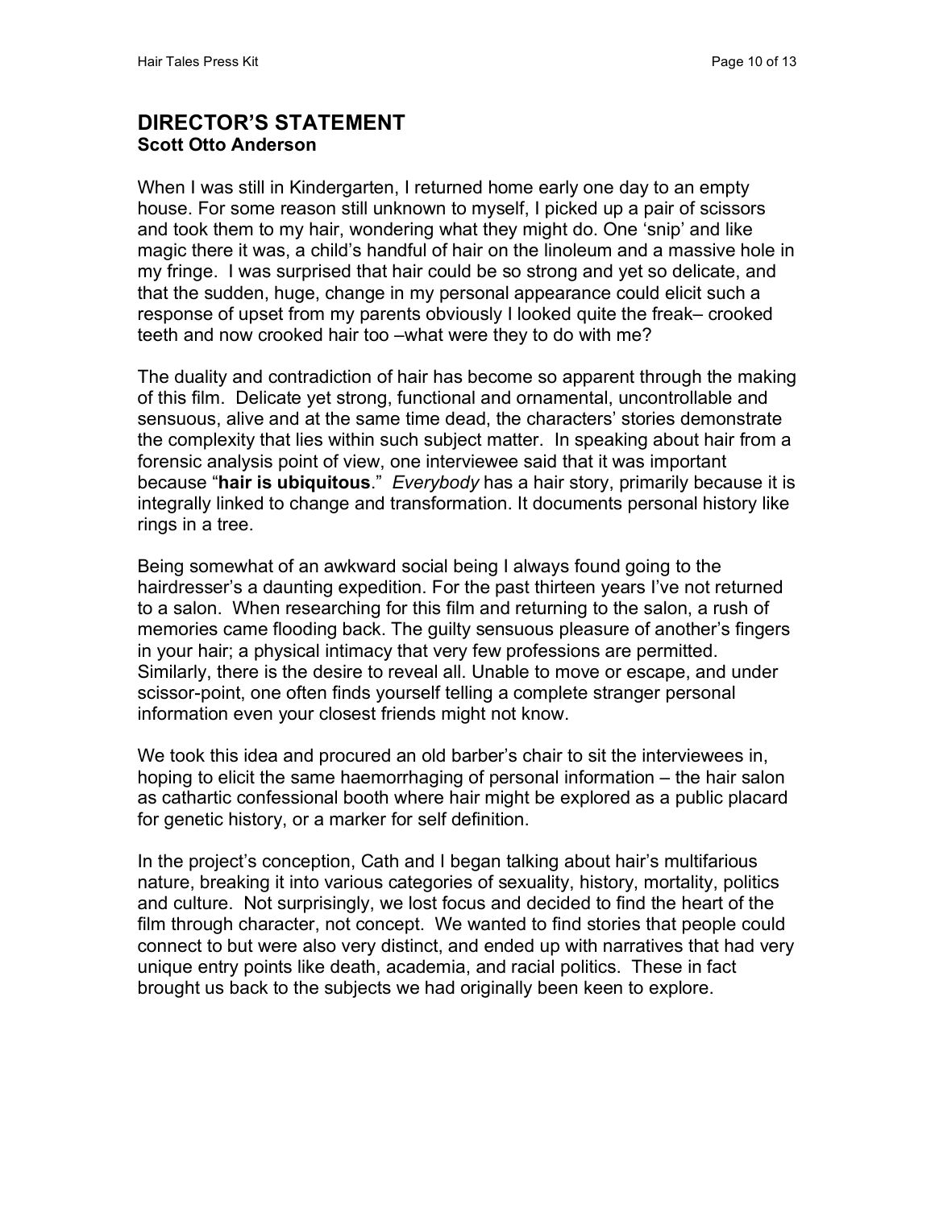## DIRECTOR'S STATEMENT
**Scott Otto Anderson**

When I was still in Kindergarten, I returned home early one day to an empty house. For some reason still unknown to myself, I picked up a pair of scissors and took them to my hair, wondering what they might do. One 'snip' and like magic there it was, a child's handful of hair on the linoleum and a massive hole in my fringe. I was surprised that hair could be so strong and yet so delicate, and that the sudden, huge, change in my personal appearance could elicit such a response of upset from my parents obviously I looked quite the freak– crooked teeth and now crooked hair too –what were they to do with me?

The duality and contradiction of hair has become so apparent through the making of this film. Delicate yet strong, functional and ornamental, uncontrollable and sensuous, alive and at the same time dead, the characters' stories demonstrate the complexity that lies within such subject matter. In speaking about hair from a forensic analysis point of view, one interviewee said that it was important because "**hair is ubiquitous**." *Everybody* has a hair story, primarily because it is integrally linked to change and transformation. It documents personal history like rings in a tree.

Being somewhat of an awkward social being I always found going to the hairdresser's a daunting expedition. For the past thirteen years I've not returned to a salon. When researching for this film and returning to the salon, a rush of memories came flooding back. The guilty sensuous pleasure of another's fingers in your hair; a physical intimacy that very few professions are permitted. Similarly, there is the desire to reveal all. Unable to move or escape, and under scissor-point, one often finds yourself telling a complete stranger personal information even your closest friends might not know.

We took this idea and procured an old barber's chair to sit the interviewees in, hoping to elicit the same haemorrhaging of personal information – the hair salon as cathartic confessional booth where hair might be explored as a public placard for genetic history, or a marker for self definition.

In the project's conception, Cath and I began talking about hair's multifarious nature, breaking it into various categories of sexuality, history, mortality, politics and culture. Not surprisingly, we lost focus and decided to find the heart of the film through character, not concept. We wanted to find stories that people could connect to but were also very distinct, and ended up with narratives that had very unique entry points like death, academia, and racial politics. These in fact brought us back to the subjects we had originally been keen to explore.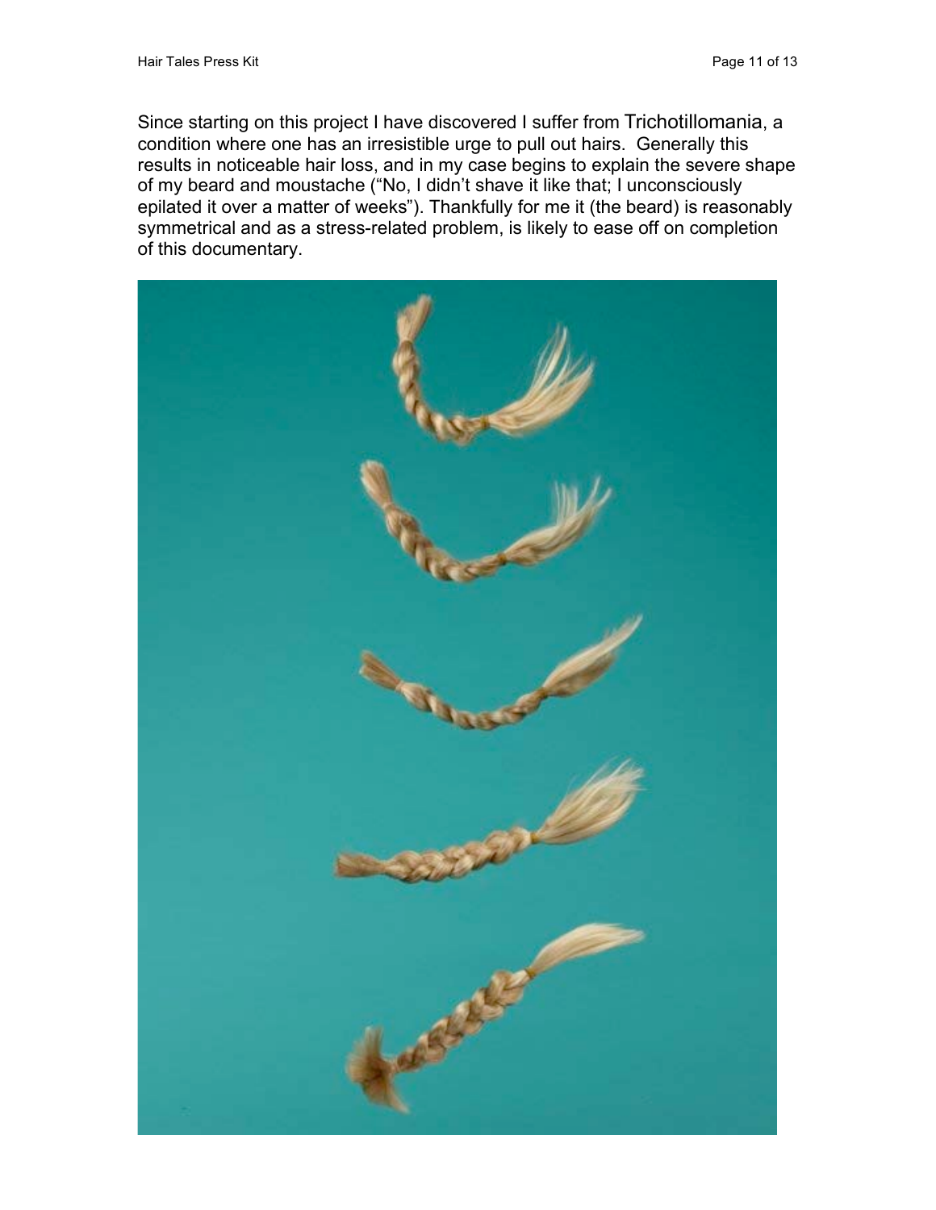Since starting on this project I have discovered I suffer from Trichotillomania, a condition where one has an irresistible urge to pull out hairs. Generally this results in noticeable hair loss, and in my case begins to explain the severe shape of my beard and moustache ("No, I didn't shave it like that; I unconsciously epilated it over a matter of weeks"). Thankfully for me it (the beard) is reasonably symmetrical and as a stress-related problem, is likely to ease off on completion of this documentary.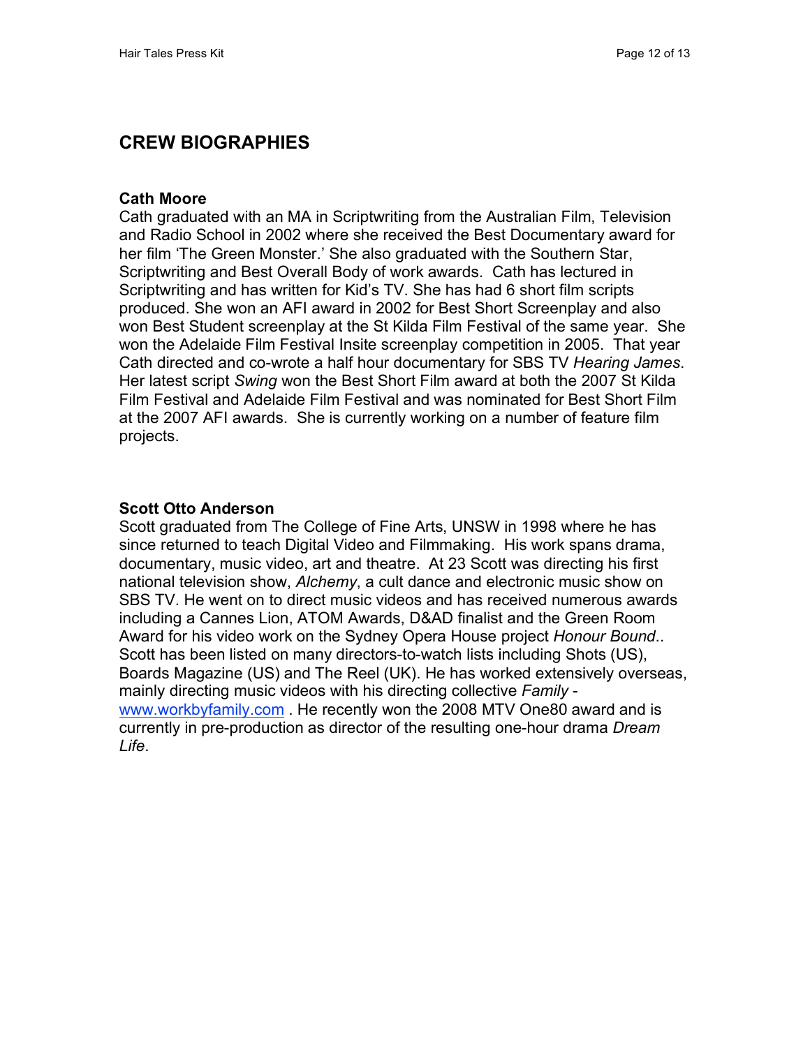## CREW BIOGRAPHIES

### Cath Moore

Cath graduated with an MA in Scriptwriting from the Australian Film, Television and Radio School in 2002 where she received the Best Documentary award for her film 'The Green Monster.' She also graduated with the Southern Star, Scriptwriting and Best Overall Body of work awards. Cath has lectured in Scriptwriting and has written for Kid's TV. She has had 6 short film scripts produced. She won an AFI award in 2002 for Best Short Screenplay and also won Best Student screenplay at the St Kilda Film Festival of the same year. She won the Adelaide Film Festival Insite screenplay competition in 2005. That year Cath directed and co-wrote a half hour documentary for SBS TV *Hearing James*. Her latest script *Swing* won the Best Short Film award at both the 2007 St Kilda Film Festival and Adelaide Film Festival and was nominated for Best Short Film at the 2007 AFI awards. She is currently working on a number of feature film projects.

### Scott Otto Anderson

Scott graduated from The College of Fine Arts, UNSW in 1998 where he has since returned to teach Digital Video and Filmmaking. His work spans drama, documentary, music video, art and theatre. At 23 Scott was directing his first national television show, *Alchemy*, a cult dance and electronic music show on SBS TV. He went on to direct music videos and has received numerous awards including a Cannes Lion, ATOM Awards, D&AD finalist and the Green Room Award for his video work on the Sydney Opera House project *Honour Bound*.. Scott has been listed on many directors-to-watch lists including Shots (US), Boards Magazine (US) and The Reel (UK). He has worked extensively overseas, mainly directing music videos with his directing collective *Family* - [www.workbyfamily.com](http://www.workbyfamily.com) . He recently won the 2008 MTV One80 award and is currently in pre-production as director of the resulting one-hour drama *Dream Life*.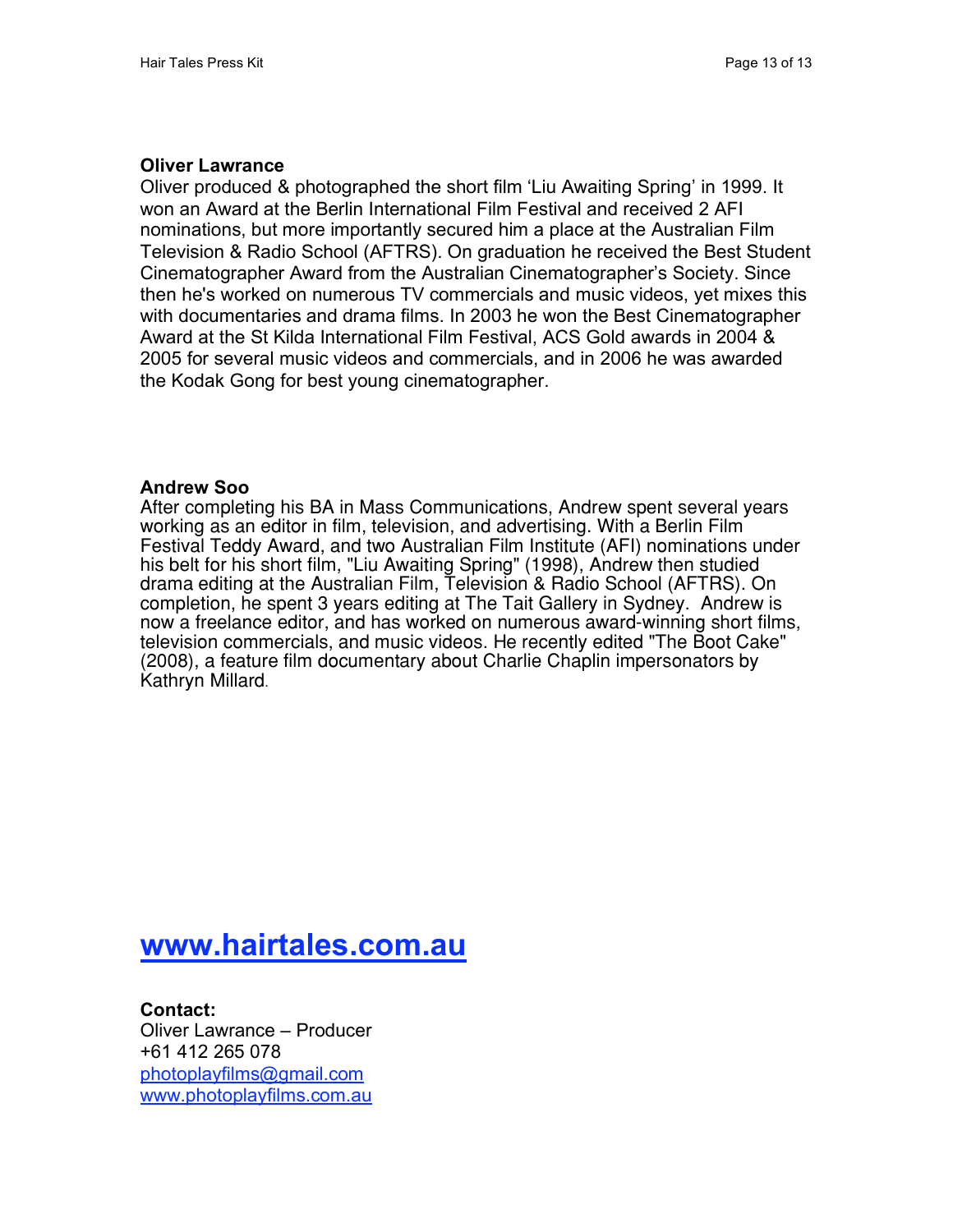**Oliver Lawrance**

Oliver produced & photographed the short film 'Liu Awaiting Spring' in 1999. It won an Award at the Berlin International Film Festival and received 2 AFI nominations, but more importantly secured him a place at the Australian Film Television & Radio School (AFTRS). On graduation he received the Best Student Cinematographer Award from the Australian Cinematographer's Society. Since then he's worked on numerous TV commercials and music videos, yet mixes this with documentaries and drama films. In 2003 he won the Best Cinematographer Award at the St Kilda International Film Festival, ACS Gold awards in 2004 & 2005 for several music videos and commercials, and in 2006 he was awarded the Kodak Gong for best young cinematographer.

**Andrew Soo**

After completing his BA in Mass Communications, Andrew spent several years working as an editor in film, television, and advertising. With a Berlin Film Festival Teddy Award, and two Australian Film Institute (AFI) nominations under his belt for his short film, "Liu Awaiting Spring" (1998), Andrew then studied drama editing at the Australian Film, Television & Radio School (AFTRS). On completion, he spent 3 years editing at The Tait Gallery in Sydney. Andrew is now a freelance editor, and has worked on numerous award-winning short films, television commercials, and music videos. He recently edited "The Boot Cake" (2008), a feature film documentary about Charlie Chaplin impersonators by Kathryn Millard.

# www.hairtales.com.au

**Contact:**
Oliver Lawrance – Producer
+61 412 265 078
photoplayfilms@gmail.com
www.photoplayfilms.com.au